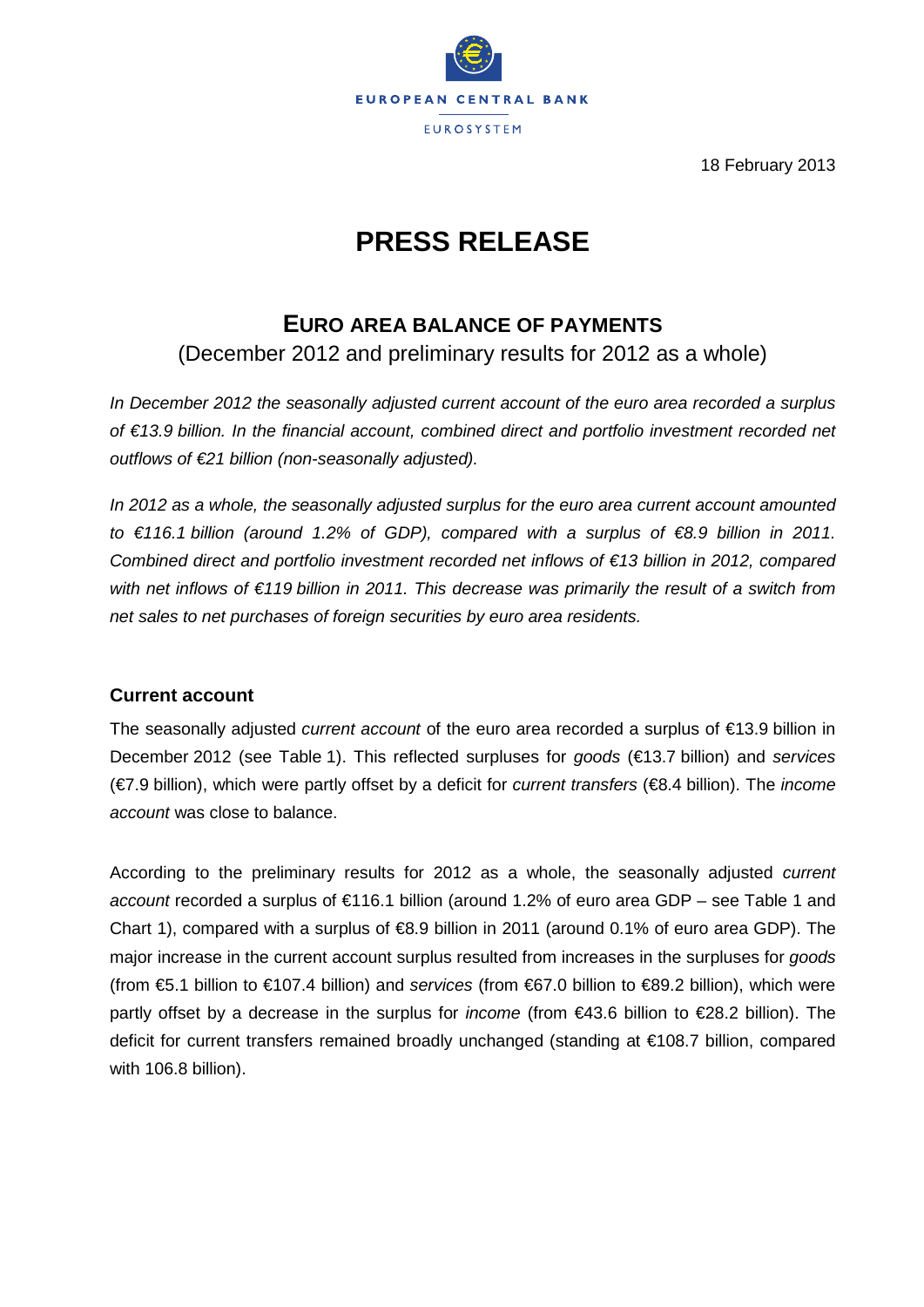EUROPEAN CENTRAL BANK

EUROSYSTEM

18 February 2013

# PRESS RELEASE

## EURO AREA BALANCE OF PAYMENTS

(December 2012 and preliminary results for 2012 as a whole)

*In December 2012 the seasonally adjusted current account of the euro area recorded a surplus of €13.9 billion. In the financial account, combined direct and portfolio investment recorded net outflows of €21 billion (non-seasonally adjusted).*

*In 2012 as a whole, the seasonally adjusted surplus for the euro area current account amounted to €116.1 billion (around 1.2% of GDP), compared with a surplus of €8.9 billion in 2011. Combined direct and portfolio investment recorded net inflows of €13 billion in 2012, compared with net inflows of €119 billion in 2011. This decrease was primarily the result of a switch from net sales to net purchases of foreign securities by euro area residents.*

### Current account

The seasonally adjusted *current account* of the euro area recorded a surplus of €13.9 billion in December 2012 (see Table 1). This reflected surpluses for *goods* (€13.7 billion) and *services* (€7.9 billion), which were partly offset by a deficit for *current transfers* (€8.4 billion). The *income account* was close to balance.

According to the preliminary results for 2012 as a whole, the seasonally adjusted *current account* recorded a surplus of €116.1 billion (around 1.2% of euro area GDP – see Table 1 and Chart 1), compared with a surplus of €8.9 billion in 2011 (around 0.1% of euro area GDP). The major increase in the current account surplus resulted from increases in the surpluses for *goods* (from €5.1 billion to €107.4 billion) and *services* (from €67.0 billion to €89.2 billion), which were partly offset by a decrease in the surplus for *income* (from €43.6 billion to €28.2 billion). The deficit for current transfers remained broadly unchanged (standing at €108.7 billion, compared with 106.8 billion).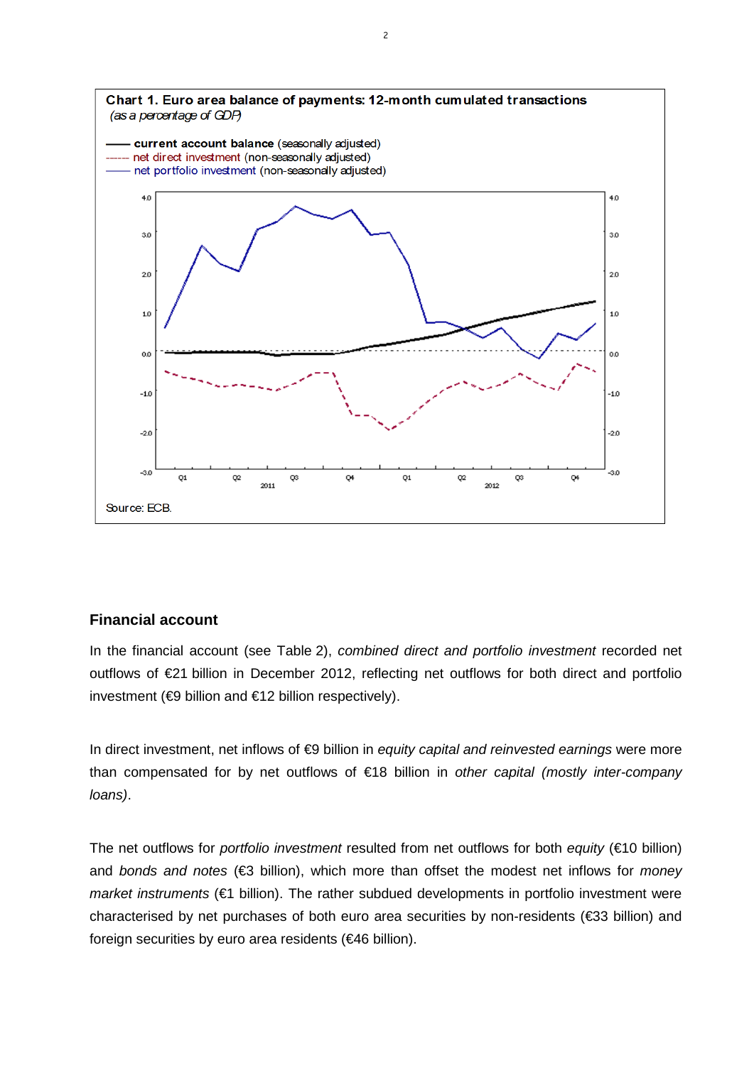**Chart 1. Euro area balance of payments: 12-month cumulated transactions**
*(as a percentage of GDP)*

— current account balance (seasonally adjusted)
------ net direct investment (non-seasonally adjusted)
—— net portfolio investment (non-seasonally adjusted)

Source: ECB.

## Financial account

In the financial account (see Table 2), *combined direct and portfolio investment* recorded net outflows of €21 billion in December 2012, reflecting net outflows for both direct and portfolio investment (€9 billion and €12 billion respectively).

In direct investment, net inflows of €9 billion in *equity capital and reinvested earnings* were more than compensated for by net outflows of €18 billion in *other capital (mostly inter-company loans)*.

The net outflows for *portfolio investment* resulted from net outflows for both *equity* (€10 billion) and *bonds and notes* (€3 billion), which more than offset the modest net inflows for *money market instruments* (€1 billion). The rather subdued developments in portfolio investment were characterised by net purchases of both euro area securities by non-residents (€33 billion) and foreign securities by euro area residents (€46 billion).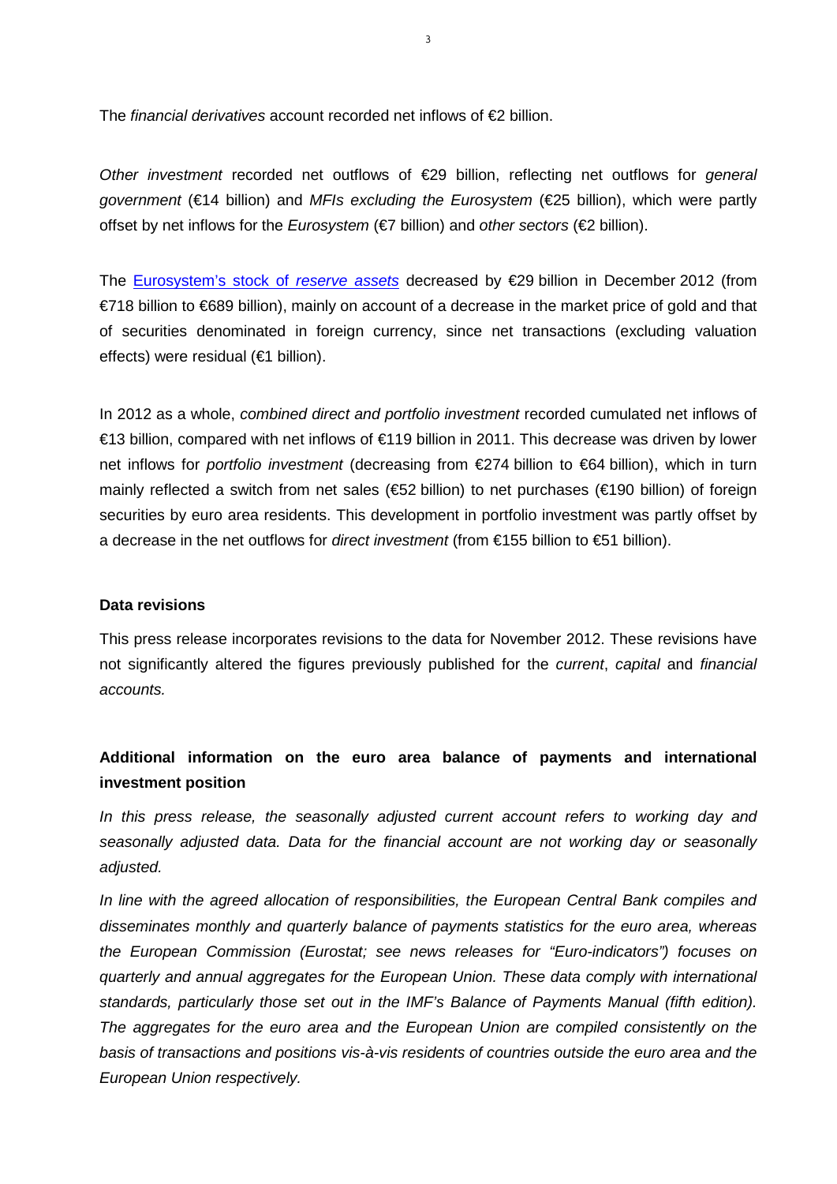The *financial derivatives* account recorded net inflows of €2 billion.

*Other investment* recorded net outflows of €29 billion, reflecting net outflows for *general government* (€14 billion) and *MFIs excluding the Eurosystem* (€25 billion), which were partly offset by net inflows for the *Eurosystem* (€7 billion) and *other sectors* (€2 billion).

The Eurosystem's stock of *reserve assets* decreased by €29 billion in December 2012 (from €718 billion to €689 billion), mainly on account of a decrease in the market price of gold and that of securities denominated in foreign currency, since net transactions (excluding valuation effects) were residual (€1 billion).

In 2012 as a whole, *combined direct and portfolio investment* recorded cumulated net inflows of €13 billion, compared with net inflows of €119 billion in 2011. This decrease was driven by lower net inflows for *portfolio investment* (decreasing from €274 billion to €64 billion), which in turn mainly reflected a switch from net sales (€52 billion) to net purchases (€190 billion) of foreign securities by euro area residents. This development in portfolio investment was partly offset by a decrease in the net outflows for *direct investment* (from €155 billion to €51 billion).

**Data revisions**

This press release incorporates revisions to the data for November 2012. These revisions have not significantly altered the figures previously published for the *current*, *capital* and *financial accounts.*

**Additional information on the euro area balance of payments and international investment position**

*In this press release, the seasonally adjusted current account refers to working day and seasonally adjusted data. Data for the financial account are not working day or seasonally adjusted.*

*In line with the agreed allocation of responsibilities, the European Central Bank compiles and disseminates monthly and quarterly balance of payments statistics for the euro area, whereas the European Commission (Eurostat; see news releases for "Euro-indicators") focuses on quarterly and annual aggregates for the European Union. These data comply with international standards, particularly those set out in the IMF's Balance of Payments Manual (fifth edition). The aggregates for the euro area and the European Union are compiled consistently on the basis of transactions and positions vis-à-vis residents of countries outside the euro area and the European Union respectively.*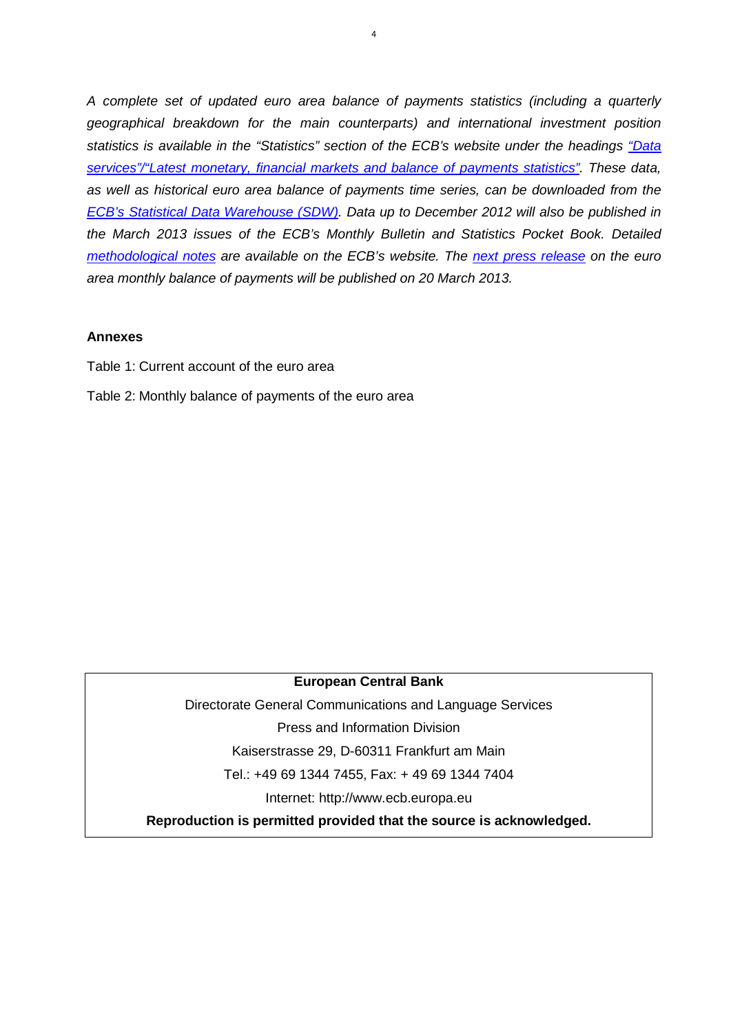*A complete set of updated euro area balance of payments statistics (including a quarterly geographical breakdown for the main counterparts) and international investment position statistics is available in the "Statistics" section of the ECB's website under the headings "Data services"/"Latest monetary, financial markets and balance of payments statistics". These data, as well as historical euro area balance of payments time series, can be downloaded from the ECB's Statistical Data Warehouse (SDW). Data up to December 2012 will also be published in the March 2013 issues of the ECB's Monthly Bulletin and Statistics Pocket Book. Detailed methodological notes are available on the ECB's website. The next press release on the euro area monthly balance of payments will be published on 20 March 2013.*

**Annexes**

Table 1: Current account of the euro area

Table 2: Monthly balance of payments of the euro area

**European Central Bank**

Directorate General Communications and Language Services

Press and Information Division

Kaiserstrasse 29, D-60311 Frankfurt am Main

Tel.: +49 69 1344 7455, Fax: + 49 69 1344 7404

Internet: http://www.ecb.europa.eu

**Reproduction is permitted provided that the source is acknowledged.**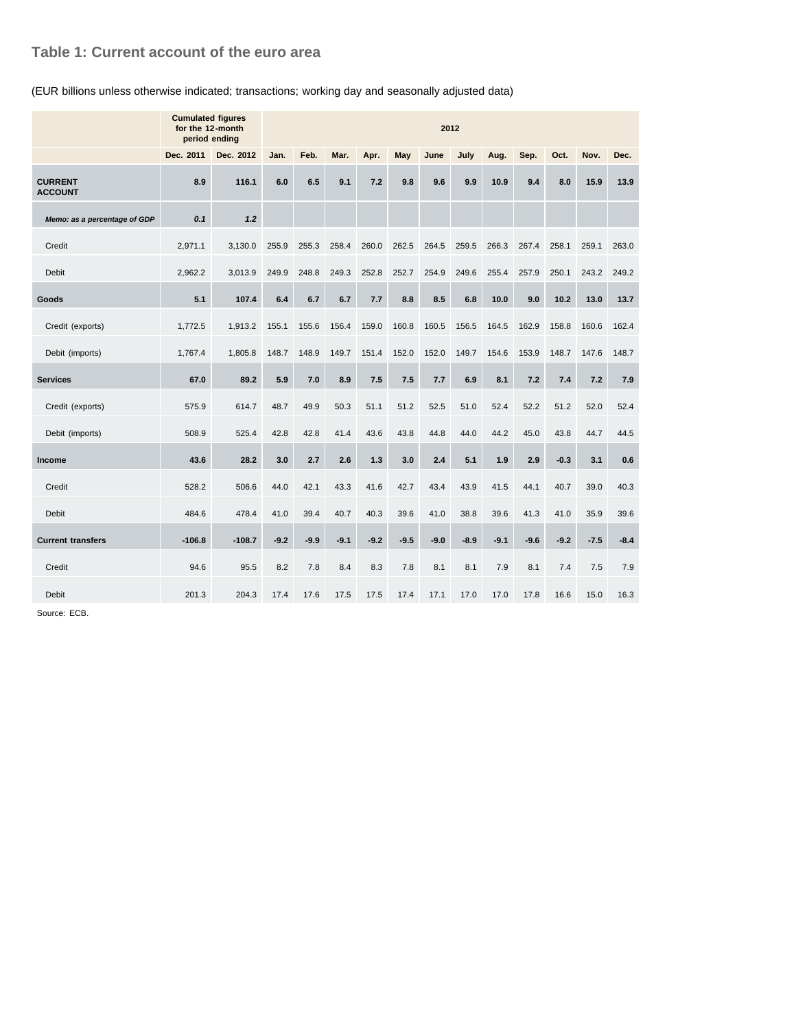## Table 1: Current account of the euro area

(EUR billions unless otherwise indicated; transactions; working day and seasonally adjusted data)

| | Cumulated figures for the 12-month period ending | | 2012 | | | | | | | | | | | |
|---|---|---|---|---|---|---|---|---|---|---|---|---|---|---|
| | Dec. 2011 | Dec. 2012 | Jan. | Feb. | Mar. | Apr. | May | June | July | Aug. | Sep. | Oct. | Nov. | Dec. |
| **CURRENT ACCOUNT** | **8.9** | **116.1** | **6.0** | **6.5** | **9.1** | **7.2** | **9.8** | **9.6** | **9.9** | **10.9** | **9.4** | **8.0** | **15.9** | **13.9** |
| ***Memo: as a percentage of GDP*** | ***0.1*** | ***1.2*** | | | | | | | | | | | | |
| Credit | 2,971.1 | 3,130.0 | 255.9 | 255.3 | 258.4 | 260.0 | 262.5 | 264.5 | 259.5 | 266.3 | 267.4 | 258.1 | 259.1 | 263.0 |
| Debit | 2,962.2 | 3,013.9 | 249.9 | 248.8 | 249.3 | 252.8 | 252.7 | 254.9 | 249.6 | 255.4 | 257.9 | 250.1 | 243.2 | 249.2 |
| **Goods** | **5.1** | **107.4** | **6.4** | **6.7** | **6.7** | **7.7** | **8.8** | **8.5** | **6.8** | **10.0** | **9.0** | **10.2** | **13.0** | **13.7** |
| Credit (exports) | 1,772.5 | 1,913.2 | 155.1 | 155.6 | 156.4 | 159.0 | 160.8 | 160.5 | 156.5 | 164.5 | 162.9 | 158.8 | 160.6 | 162.4 |
| Debit (imports) | 1,767.4 | 1,805.8 | 148.7 | 148.9 | 149.7 | 151.4 | 152.0 | 152.0 | 149.7 | 154.6 | 153.9 | 148.7 | 147.6 | 148.7 |
| **Services** | **67.0** | **89.2** | **5.9** | **7.0** | **8.9** | **7.5** | **7.5** | **7.7** | **6.9** | **8.1** | **7.2** | **7.4** | **7.2** | **7.9** |
| Credit (exports) | 575.9 | 614.7 | 48.7 | 49.9 | 50.3 | 51.1 | 51.2 | 52.5 | 51.0 | 52.4 | 52.2 | 51.2 | 52.0 | 52.4 |
| Debit (imports) | 508.9 | 525.4 | 42.8 | 42.8 | 41.4 | 43.6 | 43.8 | 44.8 | 44.0 | 44.2 | 45.0 | 43.8 | 44.7 | 44.5 |
| **Income** | **43.6** | **28.2** | **3.0** | **2.7** | **2.6** | **1.3** | **3.0** | **2.4** | **5.1** | **1.9** | **2.9** | **-0.3** | **3.1** | **0.6** |
| Credit | 528.2 | 506.6 | 44.0 | 42.1 | 43.3 | 41.6 | 42.7 | 43.4 | 43.9 | 41.5 | 44.1 | 40.7 | 39.0 | 40.3 |
| Debit | 484.6 | 478.4 | 41.0 | 39.4 | 40.7 | 40.3 | 39.6 | 41.0 | 38.8 | 39.6 | 41.3 | 41.0 | 35.9 | 39.6 |
| **Current transfers** | **-106.8** | **-108.7** | **-9.2** | **-9.9** | **-9.1** | **-9.2** | **-9.5** | **-9.0** | **-8.9** | **-9.1** | **-9.6** | **-9.2** | **-7.5** | **-8.4** |
| Credit | 94.6 | 95.5 | 8.2 | 7.8 | 8.4 | 8.3 | 7.8 | 8.1 | 8.1 | 7.9 | 8.1 | 7.4 | 7.5 | 7.9 |
| Debit | 201.3 | 204.3 | 17.4 | 17.6 | 17.5 | 17.5 | 17.4 | 17.1 | 17.0 | 17.0 | 17.8 | 16.6 | 15.0 | 16.3 |

Source: ECB.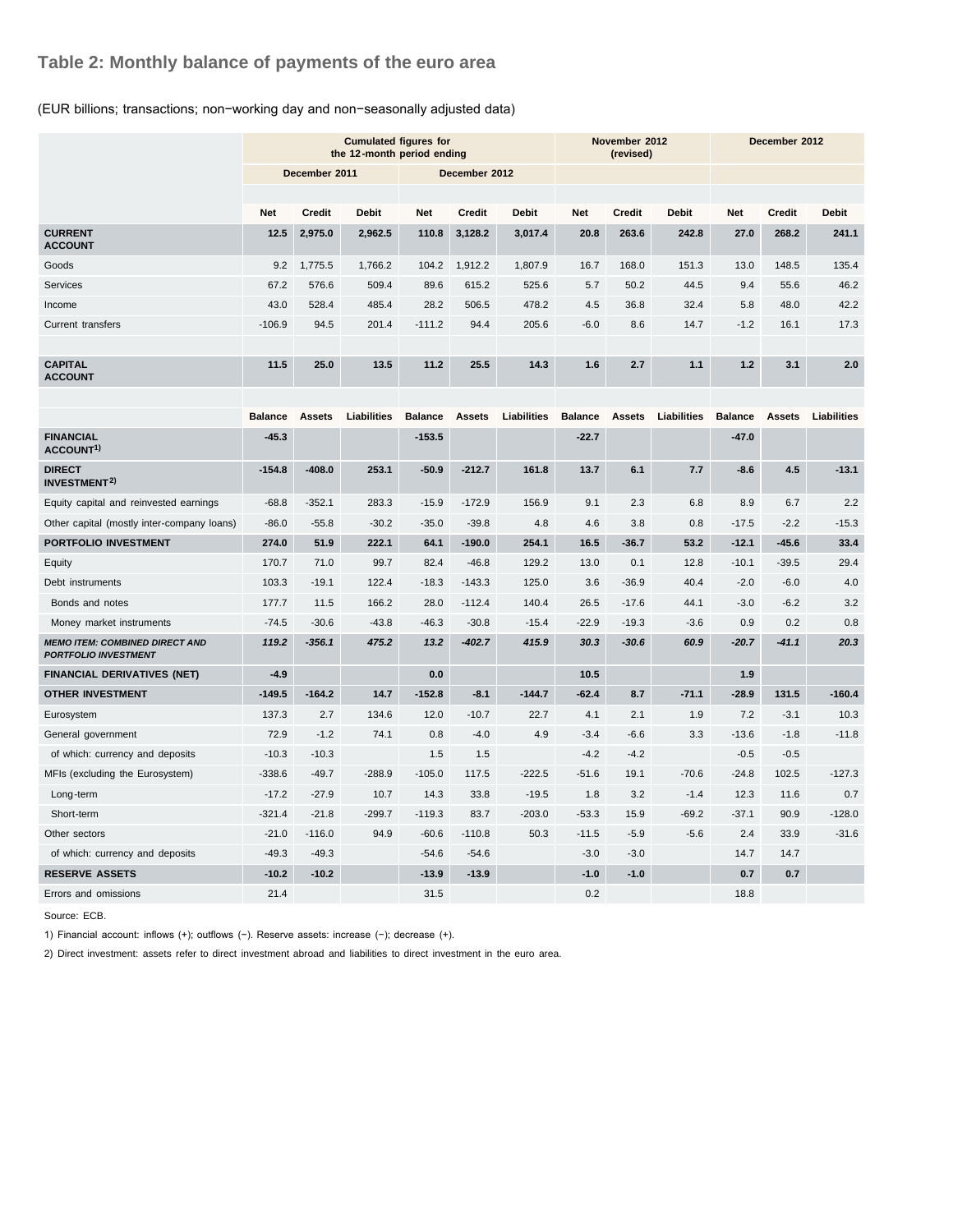## Table 2: Monthly balance of payments of the euro area

(EUR billions; transactions; non−working day and non−seasonally adjusted data)

| | Cumulated figures for the 12-month period ending | | | | | | November 2012 (revised) | | | December 2012 | | |
|---|---|---|---|---|---|---|---|---|---|---|---|---|
| | December 2011 | | | December 2012 | | | | | | | | |
| | Net | Credit | Debit | Net | Credit | Debit | Net | Credit | Debit | Net | Credit | Debit |
| **CURRENT ACCOUNT** | **12.5** | **2,975.0** | **2,962.5** | **110.8** | **3,128.2** | **3,017.4** | **20.8** | **263.6** | **242.8** | **27.0** | **268.2** | **241.1** |
| Goods | 9.2 | 1,775.5 | 1,766.2 | 104.2 | 1,912.2 | 1,807.9 | 16.7 | 168.0 | 151.3 | 13.0 | 148.5 | 135.4 |
| Services | 67.2 | 576.6 | 509.4 | 89.6 | 615.2 | 525.6 | 5.7 | 50.2 | 44.5 | 9.4 | 55.6 | 46.2 |
| Income | 43.0 | 528.4 | 485.4 | 28.2 | 506.5 | 478.2 | 4.5 | 36.8 | 32.4 | 5.8 | 48.0 | 42.2 |
| Current transfers | -106.9 | 94.5 | 201.4 | -111.2 | 94.4 | 205.6 | -6.0 | 8.6 | 14.7 | -1.2 | 16.1 | 17.3 |
| **CAPITAL ACCOUNT** | **11.5** | **25.0** | **13.5** | **11.2** | **25.5** | **14.3** | **1.6** | **2.7** | **1.1** | **1.2** | **3.1** | **2.0** |
| | **Balance** | **Assets** | **Liabilities** | **Balance** | **Assets** | **Liabilities** | **Balance** | **Assets** | **Liabilities** | **Balance** | **Assets** | **Liabilities** |
| **FINANCIAL ACCOUNT[1)]** | **-45.3** | | | **-153.5** | | | **-22.7** | | | **-47.0** | | |
| **DIRECT INVESTMENT[2)]** | **-154.8** | **-408.0** | **253.1** | **-50.9** | **-212.7** | **161.8** | **13.7** | **6.1** | **7.7** | **-8.6** | **4.5** | **-13.1** |
| Equity capital and reinvested earnings | -68.8 | -352.1 | 283.3 | -15.9 | -172.9 | 156.9 | 9.1 | 2.3 | 6.8 | 8.9 | 6.7 | 2.2 |
| Other capital (mostly inter-company loans) | -86.0 | -55.8 | -30.2 | -35.0 | -39.8 | 4.8 | 4.6 | 3.8 | 0.8 | -17.5 | -2.2 | -15.3 |
| **PORTFOLIO INVESTMENT** | **274.0** | **51.9** | **222.1** | **64.1** | **-190.0** | **254.1** | **16.5** | **-36.7** | **53.2** | **-12.1** | **-45.6** | **33.4** |
| Equity | 170.7 | 71.0 | 99.7 | 82.4 | -46.8 | 129.2 | 13.0 | 0.1 | 12.8 | -10.1 | -39.5 | 29.4 |
| Debt instruments | 103.3 | -19.1 | 122.4 | -18.3 | -143.3 | 125.0 | 3.6 | -36.9 | 40.4 | -2.0 | -6.0 | 4.0 |
| Bonds and notes | 177.7 | 11.5 | 166.2 | 28.0 | -112.4 | 140.4 | 26.5 | -17.6 | 44.1 | -3.0 | -6.2 | 3.2 |
| Money market instruments | -74.5 | -30.6 | -43.8 | -46.3 | -30.8 | -15.4 | -22.9 | -19.3 | -3.6 | 0.9 | 0.2 | 0.8 |
| ***MEMO ITEM: COMBINED DIRECT AND PORTFOLIO INVESTMENT*** | ***119.2*** | ***-356.1*** | ***475.2*** | ***13.2*** | ***-402.7*** | ***415.9*** | ***30.3*** | ***-30.6*** | ***60.9*** | ***-20.7*** | ***-41.1*** | ***20.3*** |
| **FINANCIAL DERIVATIVES (NET)** | **-4.9** | | | **0.0** | | | **10.5** | | | **1.9** | | |
| **OTHER INVESTMENT** | **-149.5** | **-164.2** | **14.7** | **-152.8** | **-8.1** | **-144.7** | **-62.4** | **8.7** | **-71.1** | **-28.9** | **131.5** | **-160.4** |
| Eurosystem | 137.3 | 2.7 | 134.6 | 12.0 | -10.7 | 22.7 | 4.1 | 2.1 | 1.9 | 7.2 | -3.1 | 10.3 |
| General government | 72.9 | -1.2 | 74.1 | 0.8 | -4.0 | 4.9 | -3.4 | -6.6 | 3.3 | -13.6 | -1.8 | -11.8 |
| of which: currency and deposits | -10.3 | -10.3 | | 1.5 | 1.5 | | -4.2 | -4.2 | | -0.5 | -0.5 | |
| MFIs (excluding the Eurosystem) | -338.6 | -49.7 | -288.9 | -105.0 | 117.5 | -222.5 | -51.6 | 19.1 | -70.6 | -24.8 | 102.5 | -127.3 |
| Long-term | -17.2 | -27.9 | 10.7 | 14.3 | 33.8 | -19.5 | 1.8 | 3.2 | -1.4 | 12.3 | 11.6 | 0.7 |
| Short-term | -321.4 | -21.8 | -299.7 | -119.3 | 83.7 | -203.0 | -53.3 | 15.9 | -69.2 | -37.1 | 90.9 | -128.0 |
| Other sectors | -21.0 | -116.0 | 94.9 | -60.6 | -110.8 | 50.3 | -11.5 | -5.9 | -5.6 | 2.4 | 33.9 | -31.6 |
| of which: currency and deposits | -49.3 | -49.3 | | -54.6 | -54.6 | | -3.0 | -3.0 | | 14.7 | 14.7 | |
| **RESERVE ASSETS** | **-10.2** | **-10.2** | | **-13.9** | **-13.9** | | **-1.0** | **-1.0** | | **0.7** | **0.7** | |
| Errors and omissions | 21.4 | | | 31.5 | | | 0.2 | | | 18.8 | | |

Source: ECB.

1) Financial account: inflows (+); outflows (−). Reserve assets: increase (−); decrease (+).

2) Direct investment: assets refer to direct investment abroad and liabilities to direct investment in the euro area.